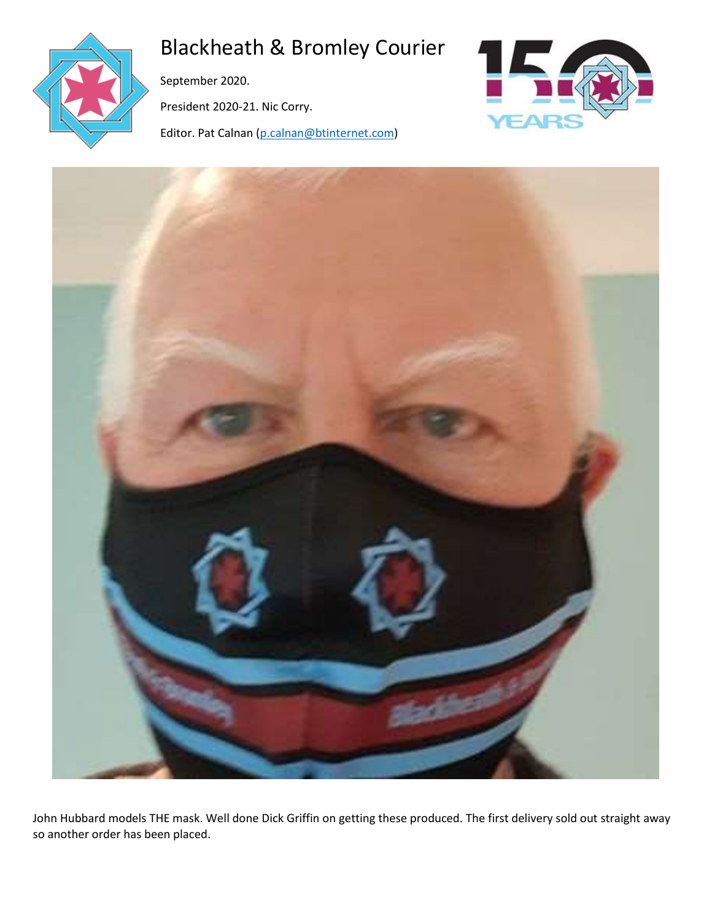# Blackheath & Bromley Courier

September 2020.

President 2020-21. Nic Corry.

Editor. Pat Calnan (p.calnan@btinternet.com)

John Hubbard models THE mask. Well done Dick Griffin on getting these produced. The first delivery sold out straight away so another order has been placed.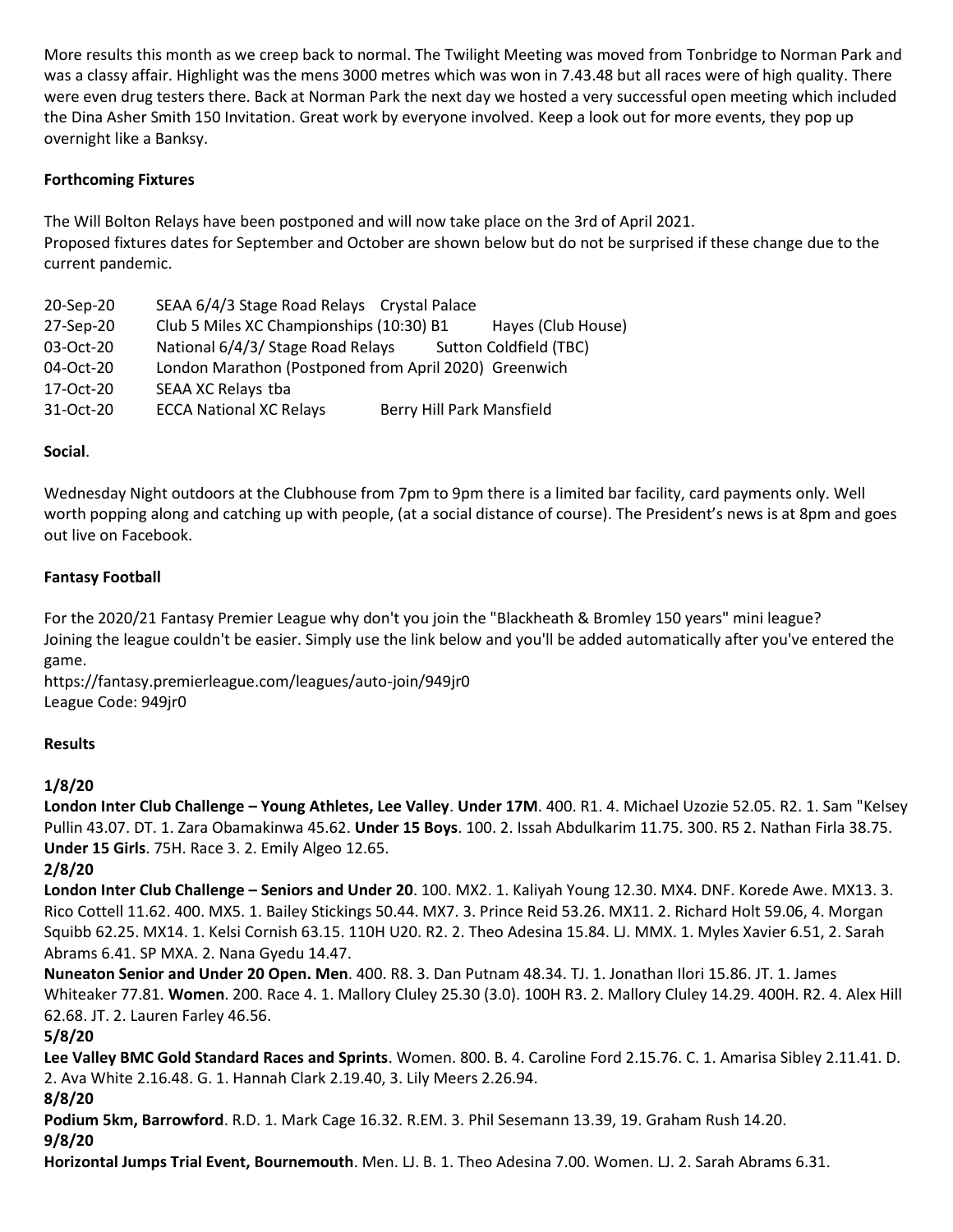More results this month as we creep back to normal. The Twilight Meeting was moved from Tonbridge to Norman Park and was a classy affair. Highlight was the mens 3000 metres which was won in 7.43.48 but all races were of high quality. There were even drug testers there. Back at Norman Park the next day we hosted a very successful open meeting which included the Dina Asher Smith 150 Invitation. Great work by everyone involved. Keep a look out for more events, they pop up overnight like a Banksy.

**Forthcoming Fixtures**

The Will Bolton Relays have been postponed and will now take place on the 3rd of April 2021.
Proposed fixtures dates for September and October are shown below but do not be surprised if these change due to the current pandemic.

| | | |
|---|---|---|
| 20-Sep-20 | SEAA 6/4/3 Stage Road Relays | Crystal Palace |
| 27-Sep-20 | Club 5 Miles XC Championships (10:30) B1 | Hayes (Club House) |
| 03-Oct-20 | National 6/4/3/ Stage Road Relays | Sutton Coldfield (TBC) |
| 04-Oct-20 | London Marathon (Postponed from April 2020) | Greenwich |
| 17-Oct-20 | SEAA XC Relays tba | |
| 31-Oct-20 | ECCA National XC Relays | Berry Hill Park Mansfield |

**Social**.

Wednesday Night outdoors at the Clubhouse from 7pm to 9pm there is a limited bar facility, card payments only. Well worth popping along and catching up with people, (at a social distance of course). The President's news is at 8pm and goes out live on Facebook.

**Fantasy Football**

For the 2020/21 Fantasy Premier League why don't you join the "Blackheath & Bromley 150 years" mini league?
Joining the league couldn't be easier. Simply use the link below and you'll be added automatically after you've entered the game.
https://fantasy.premierleague.com/leagues/auto-join/949jr0
League Code: 949jr0

**Results**

**1/8/20**
**London Inter Club Challenge – Young Athletes, Lee Valley**. **Under 17M**. 400. R1. 4. Michael Uzozie 52.05. R2. 1. Sam "Kelsey Pullin 43.07. DT. 1. Zara Obamakinwa 45.62. **Under 15 Boys**. 100. 2. Issah Abdulkarim 11.75. 300. R5 2. Nathan Firla 38.75. **Under 15 Girls**. 75H. Race 3. 2. Emily Algeo 12.65.
**2/8/20**
**London Inter Club Challenge – Seniors and Under 20**. 100. MX2. 1. Kaliyah Young 12.30. MX4. DNF. Korede Awe. MX13. 3. Rico Cottell 11.62. 400. MX5. 1. Bailey Stickings 50.44. MX7. 3. Prince Reid 53.26. MX11. 2. Richard Holt 59.06, 4. Morgan Squibb 62.25. MX14. 1. Kelsi Cornish 63.15. 110H U20. R2. 2. Theo Adesina 15.84. LJ. MMX. 1. Myles Xavier 6.51, 2. Sarah Abrams 6.41. SP MXA. 2. Nana Gyedu 14.47.
**Nuneaton Senior and Under 20 Open. Men**. 400. R8. 3. Dan Putnam 48.34. TJ. 1. Jonathan Ilori 15.86. JT. 1. James Whiteaker 77.81. **Women**. 200. Race 4. 1. Mallory Cluley 25.30 (3.0). 100H R3. 2. Mallory Cluley 14.29. 400H. R2. 4. Alex Hill 62.68. JT. 2. Lauren Farley 46.56.
**5/8/20**
**Lee Valley BMC Gold Standard Races and Sprints**. Women. 800. B. 4. Caroline Ford 2.15.76. C. 1. Amarisa Sibley 2.11.41. D. 2. Ava White 2.16.48. G. 1. Hannah Clark 2.19.40, 3. Lily Meers 2.26.94.
**8/8/20**
**Podium 5km, Barrowford**. R.D. 1. Mark Cage 16.32. R.EM. 3. Phil Sesemann 13.39, 19. Graham Rush 14.20.
**9/8/20**
**Horizontal Jumps Trial Event, Bournemouth**. Men. LJ. B. 1. Theo Adesina 7.00. Women. LJ. 2. Sarah Abrams 6.31.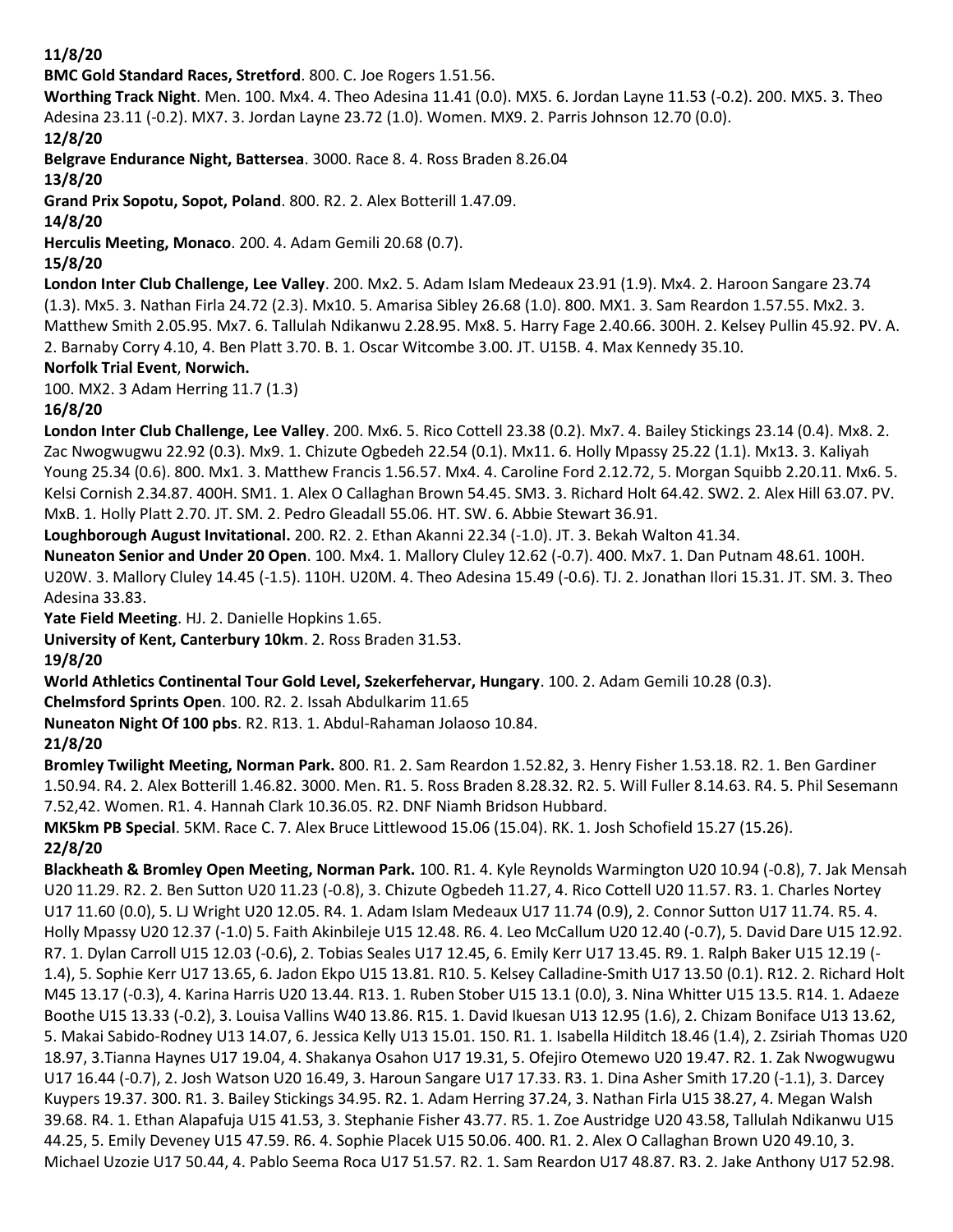**11/8/20**

**BMC Gold Standard Races, Stretford**. 800. C. Joe Rogers 1.51.56.

**Worthing Track Night**. Men. 100. Mx4. 4. Theo Adesina 11.41 (0.0). MX5. 6. Jordan Layne 11.53 (-0.2). 200. MX5. 3. Theo Adesina 23.11 (-0.2). MX7. 3. Jordan Layne 23.72 (1.0). Women. MX9. 2. Parris Johnson 12.70 (0.0).

**12/8/20**

**Belgrave Endurance Night, Battersea**. 3000. Race 8. 4. Ross Braden 8.26.04

**13/8/20**

**Grand Prix Sopotu, Sopot, Poland**. 800. R2. 2. Alex Botterill 1.47.09.

**14/8/20**

**Herculis Meeting, Monaco**. 200. 4. Adam Gemili 20.68 (0.7).

**15/8/20**

**London Inter Club Challenge, Lee Valley**. 200. Mx2. 5. Adam Islam Medeaux 23.91 (1.9). Mx4. 2. Haroon Sangare 23.74 (1.3). Mx5. 3. Nathan Firla 24.72 (2.3). Mx10. 5. Amarisa Sibley 26.68 (1.0). 800. MX1. 3. Sam Reardon 1.57.55. Mx2. 3. Matthew Smith 2.05.95. Mx7. 6. Tallulah Ndikanwu 2.28.95. Mx8. 5. Harry Fage 2.40.66. 300H. 2. Kelsey Pullin 45.92. PV. A. 2. Barnaby Corry 4.10, 4. Ben Platt 3.70. B. 1. Oscar Witcombe 3.00. JT. U15B. 4. Max Kennedy 35.10.

**Norfolk Trial Event**, **Norwich.**

100. MX2. 3 Adam Herring 11.7 (1.3)

**16/8/20**

**London Inter Club Challenge, Lee Valley**. 200. Mx6. 5. Rico Cottell 23.38 (0.2). Mx7. 4. Bailey Stickings 23.14 (0.4). Mx8. 2. Zac Nwogwugwu 22.92 (0.3). Mx9. 1. Chizute Ogbedeh 22.54 (0.1). Mx11. 6. Holly Mpassy 25.22 (1.1). Mx13. 3. Kaliyah Young 25.34 (0.6). 800. Mx1. 3. Matthew Francis 1.56.57. Mx4. 4. Caroline Ford 2.12.72, 5. Morgan Squibb 2.20.11. Mx6. 5. Kelsi Cornish 2.34.87. 400H. SM1. 1. Alex O Callaghan Brown 54.45. SM3. 3. Richard Holt 64.42. SW2. 2. Alex Hill 63.07. PV. MxB. 1. Holly Platt 2.70. JT. SM. 2. Pedro Gleadall 55.06. HT. SW. 6. Abbie Stewart 36.91.

**Loughborough August Invitational.** 200. R2. 2. Ethan Akanni 22.34 (-1.0). JT. 3. Bekah Walton 41.34.

**Nuneaton Senior and Under 20 Open**. 100. Mx4. 1. Mallory Cluley 12.62 (-0.7). 400. Mx7. 1. Dan Putnam 48.61. 100H. U20W. 3. Mallory Cluley 14.45 (-1.5). 110H. U20M. 4. Theo Adesina 15.49 (-0.6). TJ. 2. Jonathan Ilori 15.31. JT. SM. 3. Theo Adesina 33.83.

**Yate Field Meeting**. HJ. 2. Danielle Hopkins 1.65.

**University of Kent, Canterbury 10km**. 2. Ross Braden 31.53.

**19/8/20**

**World Athletics Continental Tour Gold Level, Szekerfehervar, Hungary**. 100. 2. Adam Gemili 10.28 (0.3).

**Chelmsford Sprints Open**. 100. R2. 2. Issah Abdulkarim 11.65

**Nuneaton Night Of 100 pbs**. R2. R13. 1. Abdul-Rahaman Jolaoso 10.84.

**21/8/20**

**Bromley Twilight Meeting, Norman Park.** 800. R1. 2. Sam Reardon 1.52.82, 3. Henry Fisher 1.53.18. R2. 1. Ben Gardiner 1.50.94. R4. 2. Alex Botterill 1.46.82. 3000. Men. R1. 5. Ross Braden 8.28.32. R2. 5. Will Fuller 8.14.63. R4. 5. Phil Sesemann 7.52,42. Women. R1. 4. Hannah Clark 10.36.05. R2. DNF Niamh Bridson Hubbard.

**MK5km PB Special**. 5KM. Race C. 7. Alex Bruce Littlewood 15.06 (15.04). RK. 1. Josh Schofield 15.27 (15.26).

**22/8/20**

**Blackheath & Bromley Open Meeting, Norman Park.** 100. R1. 4. Kyle Reynolds Warmington U20 10.94 (-0.8), 7. Jak Mensah U20 11.29. R2. 2. Ben Sutton U20 11.23 (-0.8), 3. Chizute Ogbedeh 11.27, 4. Rico Cottell U20 11.57. R3. 1. Charles Nortey U17 11.60 (0.0), 5. LJ Wright U20 12.05. R4. 1. Adam Islam Medeaux U17 11.74 (0.9), 2. Connor Sutton U17 11.74. R5. 4. Holly Mpassy U20 12.37 (-1.0) 5. Faith Akinbileje U15 12.48. R6. 4. Leo McCallum U20 12.40 (-0.7), 5. David Dare U15 12.92. R7. 1. Dylan Carroll U15 12.03 (-0.6), 2. Tobias Seales U17 12.45, 6. Emily Kerr U17 13.45. R9. 1. Ralph Baker U15 12.19 (-1.4), 5. Sophie Kerr U17 13.65, 6. Jadon Ekpo U15 13.81. R10. 5. Kelsey Calladine-Smith U17 13.50 (0.1). R12. 2. Richard Holt M45 13.17 (-0.3), 4. Karina Harris U20 13.44. R13. 1. Ruben Stober U15 13.1 (0.0), 3. Nina Whitter U15 13.5. R14. 1. Adaeze Boothe U15 13.33 (-0.2), 3. Louisa Vallins W40 13.86. R15. 1. David Ikuesan U13 12.95 (1.6), 2. Chizam Boniface U13 13.62, 5. Makai Sabido-Rodney U13 14.07, 6. Jessica Kelly U13 15.01. 150. R1. 1. Isabella Hilditch 18.46 (1.4), 2. Zsiriah Thomas U20 18.97, 3.Tianna Haynes U17 19.04, 4. Shakanya Osahon U17 19.31, 5. Ofejiro Otemewo U20 19.47. R2. 1. Zak Nwogwugwu U17 16.44 (-0.7), 2. Josh Watson U20 16.49, 3. Haroun Sangare U17 17.33. R3. 1. Dina Asher Smith 17.20 (-1.1), 3. Darcey Kuypers 19.37. 300. R1. 3. Bailey Stickings 34.95. R2. 1. Adam Herring 37.24, 3. Nathan Firla U15 38.27, 4. Megan Walsh 39.68. R4. 1. Ethan Alapafuja U15 41.53, 3. Stephanie Fisher 43.77. R5. 1. Zoe Austridge U20 43.58, Tallulah Ndikanwu U15 44.25, 5. Emily Deveney U15 47.59. R6. 4. Sophie Placek U15 50.06. 400. R1. 2. Alex O Callaghan Brown U20 49.10, 3. Michael Uzozie U17 50.44, 4. Pablo Seema Roca U17 51.57. R2. 1. Sam Reardon U17 48.87. R3. 2. Jake Anthony U17 52.98.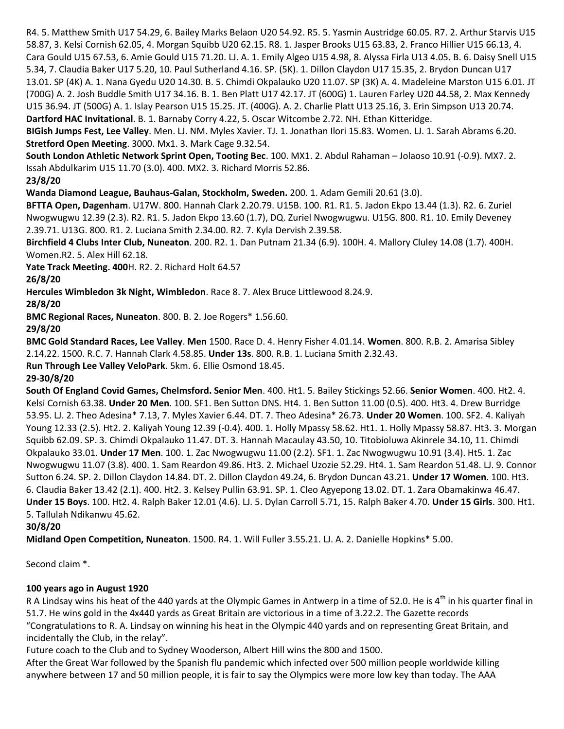R4. 5. Matthew Smith U17 54.29, 6. Bailey Marks Belaon U20 54.92. R5. 5. Yasmin Austridge 60.05. R7. 2. Arthur Starvis U15 58.87, 3. Kelsi Cornish 62.05, 4. Morgan Squibb U20 62.15. R8. 1. Jasper Brooks U15 63.83, 2. Franco Hillier U15 66.13, 4. Cara Gould U15 67.53, 6. Amie Gould U15 71.20. LJ. A. 1. Emily Algeo U15 4.98, 8. Alyssa Firla U13 4.05. B. 6. Daisy Snell U15 5.34, 7. Claudia Baker U17 5.20, 10. Paul Sutherland 4.16. SP. (5K). 1. Dillon Claydon U17 15.35, 2. Brydon Duncan U17 13.01. SP (4K) A. 1. Nana Gyedu U20 14.30. B. 5. Chimdi Okpalauko U20 11.07. SP (3K) A. 4. Madeleine Marston U15 6.01. JT (700G) A. 2. Josh Buddle Smith U17 34.16. B. 1. Ben Platt U17 42.17. JT (600G) 1. Lauren Farley U20 44.58, 2. Max Kennedy U15 36.94. JT (500G) A. 1. Islay Pearson U15 15.25. JT. (400G). A. 2. Charlie Platt U13 25.16, 3. Erin Simpson U13 20.74.
**Dartford HAC Invitational**. B. 1. Barnaby Corry 4.22, 5. Oscar Witcombe 2.72. NH. Ethan Kitteridge.
**BIGish Jumps Fest, Lee Valley**. Men. LJ. NM. Myles Xavier. TJ. 1. Jonathan Ilori 15.83. Women. LJ. 1. Sarah Abrams 6.20.
**Stretford Open Meeting**. 3000. Mx1. 3. Mark Cage 9.32.54.
**South London Athletic Network Sprint Open, Tooting Bec**. 100. MX1. 2. Abdul Rahaman – Jolaoso 10.91 (-0.9). MX7. 2. Issah Abdulkarim U15 11.70 (3.0). 400. MX2. 3. Richard Morris 52.86.
**23/8/20**
**Wanda Diamond League, Bauhaus-Galan, Stockholm, Sweden.** 200. 1. Adam Gemili 20.61 (3.0).
**BFTTA Open, Dagenham**. U17W. 800. Hannah Clark 2.20.79. U15B. 100. R1. R1. 5. Jadon Ekpo 13.44 (1.3). R2. 6. Zuriel Nwogwugwu 12.39 (2.3). R2. R1. 5. Jadon Ekpo 13.60 (1.7), DQ. Zuriel Nwogwugwu. U15G. 800. R1. 10. Emily Deveney 2.39.71. U13G. 800. R1. 2. Luciana Smith 2.34.00. R2. 7. Kyla Dervish 2.39.58.
**Birchfield 4 Clubs Inter Club, Nuneaton**. 200. R2. 1. Dan Putnam 21.34 (6.9). 100H. 4. Mallory Cluley 14.08 (1.7). 400H. Women.R2. 5. Alex Hill 62.18.
**Yate Track Meeting. 400**H. R2. 2. Richard Holt 64.57
**26/8/20**
**Hercules Wimbledon 3k Night, Wimbledon**. Race 8. 7. Alex Bruce Littlewood 8.24.9.
**28/8/20**
**BMC Regional Races, Nuneaton**. 800. B. 2. Joe Rogers* 1.56.60.
**29/8/20**
**BMC Gold Standard Races, Lee Valley**. **Men** 1500. Race D. 4. Henry Fisher 4.01.14. **Women**. 800. R.B. 2. Amarisa Sibley 2.14.22. 1500. R.C. 7. Hannah Clark 4.58.85. **Under 13s**. 800. R.B. 1. Luciana Smith 2.32.43.
**Run Through Lee Valley VeloPark**. 5km. 6. Ellie Osmond 18.45.
**29-30/8/20**
**South Of England Covid Games, Chelmsford. Senior Men**. 400. Ht1. 5. Bailey Stickings 52.66. **Senior Women**. 400. Ht2. 4. Kelsi Cornish 63.38. **Under 20 Men**. 100. SF1. Ben Sutton DNS. Ht4. 1. Ben Sutton 11.00 (0.5). 400. Ht3. 4. Drew Burridge 53.95. LJ. 2. Theo Adesina* 7.13, 7. Myles Xavier 6.44. DT. 7. Theo Adesina* 26.73. **Under 20 Women**. 100. SF2. 4. Kaliyah Young 12.33 (2.5). Ht2. 2. Kaliyah Young 12.39 (-0.4). 400. 1. Holly Mpassy 58.62. Ht1. 1. Holly Mpassy 58.87. Ht3. 3. Morgan Squibb 62.09. SP. 3. Chimdi Okpalauko 11.47. DT. 3. Hannah Macaulay 43.50, 10. Titobioluwa Akinrele 34.10, 11. Chimdi Okpalauko 33.01. **Under 17 Men**. 100. 1. Zac Nwogwugwu 11.00 (2.2). SF1. 1. Zac Nwogwugwu 10.91 (3.4). Ht5. 1. Zac Nwogwugwu 11.07 (3.8). 400. 1. Sam Reardon 49.86. Ht3. 2. Michael Uzozie 52.29. Ht4. 1. Sam Reardon 51.48. LJ. 9. Connor Sutton 6.24. SP. 2. Dillon Claydon 14.84. DT. 2. Dillon Claydon 49.24, 6. Brydon Duncan 43.21. **Under 17 Women**. 100. Ht3. 6. Claudia Baker 13.42 (2.1). 400. Ht2. 3. Kelsey Pullin 63.91. SP. 1. Cleo Agyepong 13.02. DT. 1. Zara Obamakinwa 46.47. **Under 15 Boys**. 100. Ht2. 4. Ralph Baker 12.01 (4.6). LJ. 5. Dylan Carroll 5.71, 15. Ralph Baker 4.70. **Under 15 Girls**. 300. Ht1. 5. Tallulah Ndikanwu 45.62.
**30/8/20**
**Midland Open Competition, Nuneaton**. 1500. R4. 1. Will Fuller 3.55.21. LJ. A. 2. Danielle Hopkins* 5.00.

Second claim *.

**100 years ago in August 1920**
R A Lindsay wins his heat of the 440 yards at the Olympic Games in Antwerp in a time of 52.0. He is 4th in his quarter final in 51.7. He wins gold in the 4x440 yards as Great Britain are victorious in a time of 3.22.2. The Gazette records "Congratulations to R. A. Lindsay on winning his heat in the Olympic 440 yards and on representing Great Britain, and incidentally the Club, in the relay".
Future coach to the Club and to Sydney Wooderson, Albert Hill wins the 800 and 1500.
After the Great War followed by the Spanish flu pandemic which infected over 500 million people worldwide killing anywhere between 17 and 50 million people, it is fair to say the Olympics were more low key than today. The AAA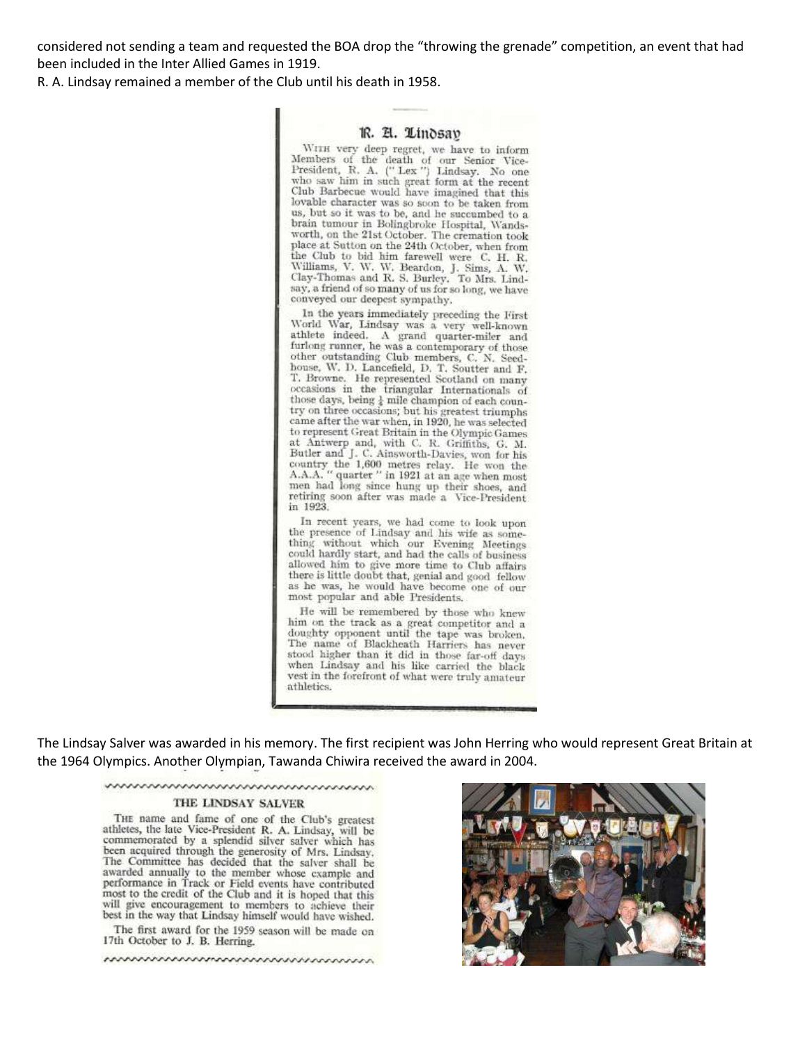considered not sending a team and requested the BOA drop the "throwing the grenade" competition, an event that had been included in the Inter Allied Games in 1919.

R. A. Lindsay remained a member of the Club until his death in 1958.

### R. A. Lindsay

With very deep regret, we have to inform Members of the death of our Senior Vice-President, R. A. ("Lex") Lindsay. No one who saw him in such great form at the recent Club Barbecue would have imagined that this lovable character was so soon to be taken from us, but so it was to be, and he succumbed to a brain tumour in Bolingbroke Hospital, Wandsworth, on the 21st October. The cremation took place at Sutton on the 24th October, when from the Club to bid him farewell were C. H. R. Williams, V. W. W. Beardon, J. Sims, A. W. Clay-Thomas and R. S. Burley. To Mrs. Lindsay, a friend of so many of us for so long, we have conveyed our deepest sympathy.

In the years immediately preceding the First World War, Lindsay was a very well-known athlete indeed. A grand quarter-miler and furlong runner, he was a contemporary of those other outstanding Club members, C. N. Seedhouse, W. D. Lancefield, D. T. Soutter and F. T. Browne. He represented Scotland on many occasions in the triangular Internationals of those days, being ¼ mile champion of each country on three occasions; but his greatest triumphs came after the war when, in 1920, he was selected to represent Great Britain in the Olympic Games at Antwerp and, with C. R. Griffiths, G. M. Butler and J. C. Ainsworth-Davies, won for his country the 1,600 metres relay. He won the A.A.A. "quarter" in 1921 at an age when most men had long since hung up their shoes, and retiring soon after was made a Vice-President in 1923.

In recent years, we had come to look upon the presence of Lindsay and his wife as something without which our Evening Meetings could hardly start, and had the calls of business allowed him to give more time to Club affairs there is little doubt that, genial and good fellow as he was, he would have become one of our most popular and able Presidents.

He will be remembered by those who knew him on the track as a great competitor and a doughty opponent until the tape was broken. The name of Blackheath Harriers has never stood higher than it did in those far-off days when Lindsay and his like carried the black vest in the forefront of what were truly amateur athletics.

The Lindsay Salver was awarded in his memory. The first recipient was John Herring who would represent Great Britain at the 1964 Olympics. Another Olympian, Tawanda Chiwira received the award in 2004.

### THE LINDSAY SALVER

The name and fame of one of the Club's greatest athletes, the late Vice-President R. A. Lindsay, will be commemorated by a splendid silver salver which has been acquired through the generosity of Mrs. Lindsay. The Committee has decided that the salver shall be awarded annually to the member whose example and performance in Track or Field events have contributed most to the credit of the Club and it is hoped that this will give encouragement to members to achieve their best in the way that Lindsay himself would have wished.

The first award for the 1959 season will be made on 17th October to J. B. Herring.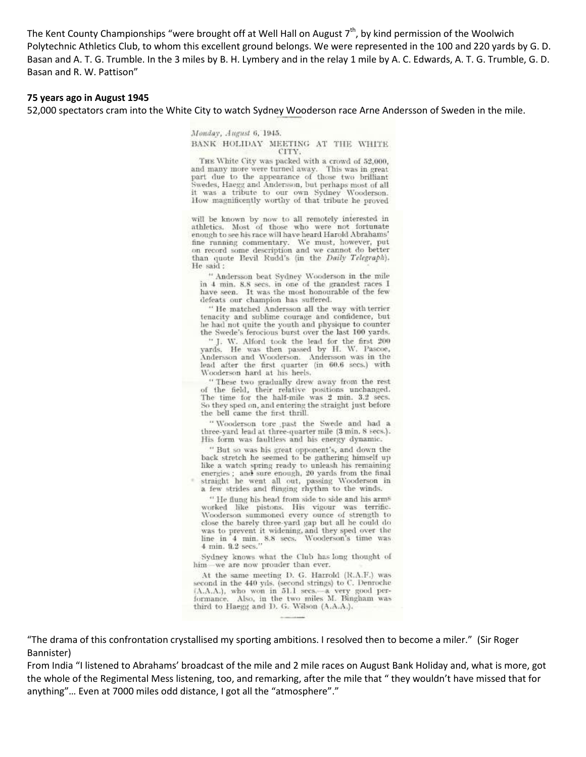The Kent County Championships "were brought off at Well Hall on August 7th, by kind permission of the Woolwich Polytechnic Athletics Club, to whom this excellent ground belongs. We were represented in the 100 and 220 yards by G. D. Basan and A. T. G. Trumble. In the 3 miles by B. H. Lymbery and in the relay 1 mile by A. C. Edwards, A. T. G. Trumble, G. D. Basan and R. W. Pattison"

**75 years ago in August 1945**

52,000 spectators cram into the White City to watch Sydney Wooderson race Arne Andersson of Sweden in the mile.

*Monday, August 6, 1945.*

BANK HOLIDAY MEETING AT THE WHITE CITY.

The White City was packed with a crowd of 52,000, and many more were turned away. This was in great part due to the appearance of those two brilliant Swedes, Haegg and Andersson, but perhaps most of all it was a tribute to our own Sydney Wooderson. How magnificently worthy of that tribute he proved will be known by now to all remotely interested in athletics. Most of those who were not fortunate enough to see his race will have heard Harold Abrahams' fine running commentary. We must, however, put on record some description and we cannot do better than quote Bevil Rudd's (in the *Daily Telegraph*). He said:

"Andersson beat Sydney Wooderson in the mile in 4 min. 8.8 secs. in one of the grandest races I have seen. It was the most honourable of the few defeats our champion has suffered.

"He matched Andersson all the way with terrier tenacity and sublime courage and confidence, but he had not quite the youth and physique to counter the Swede's ferocious burst over the last 100 yards.

"J. W. Alford took the lead for the first 200 yards. He was then passed by H. W. Pascoe, Andersson and Wooderson. Andersson was in the lead after the first quarter (in 60.6 secs.) with Wooderson hard at his heels.

"These two gradually drew away from the rest of the field, their relative positions unchanged. The time for the half-mile was 2 min. 3.2 secs. So they sped on, and entering the straight just before the bell came the first thrill.

"Wooderson tore past the Swede and had a three-yard lead at three-quarter mile (3 min. 8 secs.). His form was faultless and his energy dynamic.

"But so was his great opponent's, and down the back stretch he seemed to be gathering himself up like a watch spring ready to unleash his remaining energies; and sure enough, 20 yards from the final straight he went all out, passing Wooderson in a few strides and flinging rhythm to the winds.

"He flung his head from side to side and his arms worked like pistons. His vigour was terrific. Wooderson summoned every ounce of strength to close the barely three-yard gap but all he could do was to prevent it widening, and they sped over the line in 4 min. 8.8 secs. Wooderson's time was 4 min. 9.2 secs."

Sydney knows what the Club has long thought of him—we are now prouder than ever.

At the same meeting D. G. Harrold (R.A.F.) was second in the 440 yds. (second strings) to C. Denroche (A.A.A.), who won in 51.1 secs.—a very good performance. Also, in the two miles M. Bingham was third to Haegg and D. G. Wilson (A.A.A.).

"The drama of this confrontation crystallised my sporting ambitions. I resolved then to become a miler." (Sir Roger Bannister)

From India "I listened to Abrahams' broadcast of the mile and 2 mile races on August Bank Holiday and, what is more, got the whole of the Regimental Mess listening, too, and remarking, after the mile that " they wouldn't have missed that for anything"… Even at 7000 miles odd distance, I got all the "atmosphere"."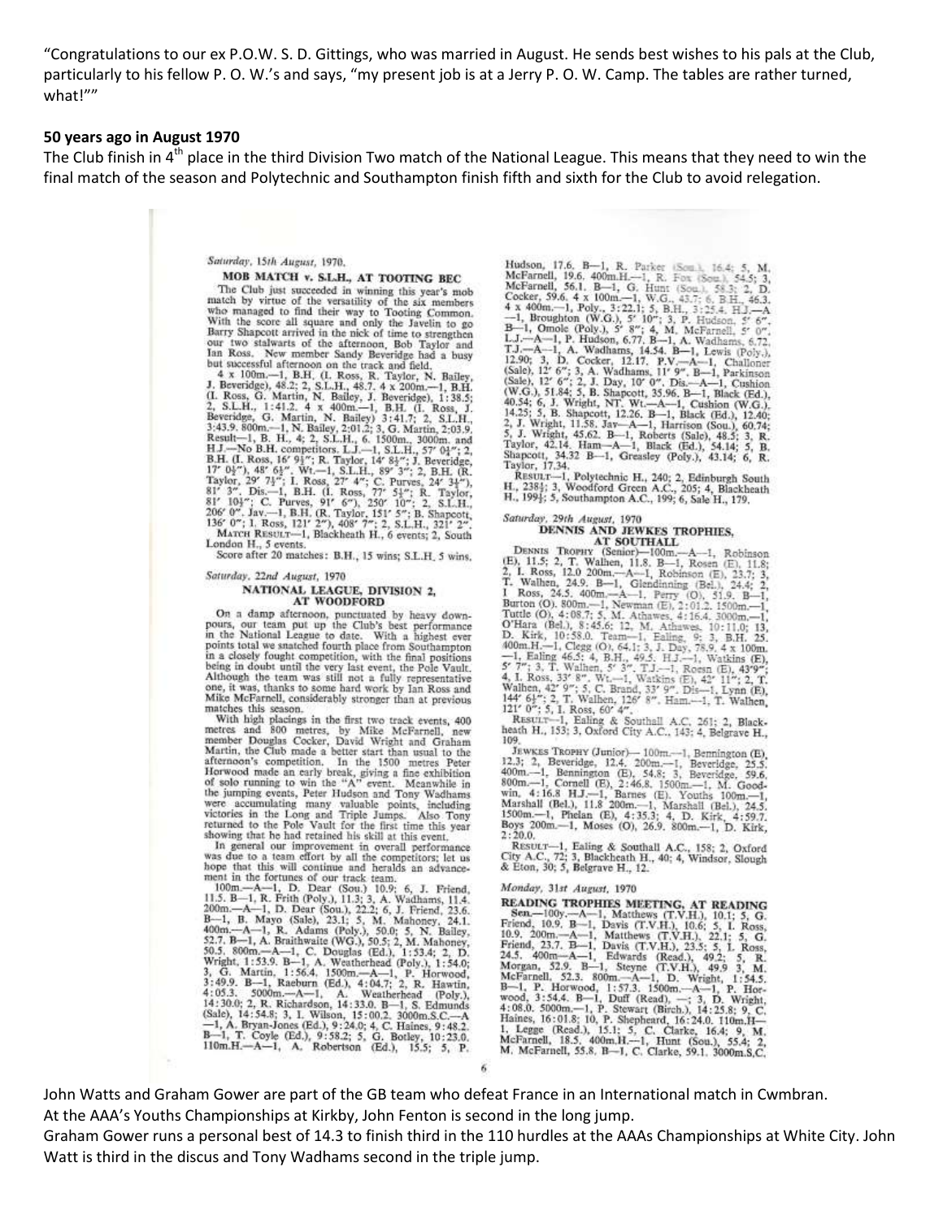"Congratulations to our ex P.O.W. S. D. Gittings, who was married in August. He sends best wishes to his pals at the Club, particularly to his fellow P. O. W.'s and says, "my present job is at a Jerry P. O. W. Camp. The tables are rather turned, what!""

**50 years ago in August 1970**

The Club finish in 4th place in the third Division Two match of the National League. This means that they need to win the final match of the season and Polytechnic and Southampton finish fifth and sixth for the Club to avoid relegation.

*Saturday, 15th August, 1970.*

**MOB MATCH v. S.L.H., AT TOOTING BEC**

The Club just succeeded in winning this year's mob match by virtue of the versatility of the six members who managed to find their way to Tooting Common. With the score all square and only the Javelin to go Barry Shapcott arrived in the nick of time to strengthen our two stalwarts of the afternoon, Bob Taylor and Ian Ross. New member Sandy Beveridge had a busy but successful afternoon on the track and field.

4 x 100m.—1, B.H. (I. Ross, R. Taylor, N. Bailey, J. Beveridge), 48.2; 2, S.L.H., 48.7. 4 x 200m.—1, B.H. (I. Ross, G. Martin, N. Bailey, J. Beveridge), 1:38.5; 2, S.L.H., 1:41.2. 4 x 400m.—1, B.H. (I. Ross, J. Beveridge, G. Martin, N. Bailey) 3:41.7; 2, S.L.H., 3:43.9. 800m.—1, N. Bailey, 2:01.2; 3, G. Martin, 2:03.9. Result—1, B. H., 4; 2, S.L.H., 6. 1500m., 3000m. and H.J.—No B.H. competitors. L.J.—1, S.L.H., 57' 0¼"; 2, B.H. (I. Ross, 16' 9½"; R. Taylor, 14' 8½"; J. Beveridge, 17' 0½"), 48' 6½". Wt.—1, S.L.H., 89' 3"; 2, B.H. (R. Taylor, 29' 7½"; I. Ross, 27' 4"; C. Purves, 24' 3½"), 81' 3". Dis.—1, B.H. (I. Ross, 77' 5½"; R. Taylor, 81' 10½"; C. Purves, 91' 6"), 250' 10"; 2, S.L.H., 206' 0". Jav.—1, B.H. (R. Taylor, 151' 5"; B. Shapcott, 136' 0"; I. Ross, 121' 2"), 408' 7"; 2, S.L.H., 321' 2".

MATCH RESULT—1, Blackheath H., 6 events; 2, South London H., 5 events.

Score after 20 matches: B.H., 15 wins; S.L.H. 5 wins.

*Saturday, 22nd August, 1970*

**NATIONAL LEAGUE, DIVISION 2, AT WOODFORD**

On a damp afternoon, punctuated by heavy downpours, our team put up the Club's best performance in the National League to date. With a highest ever points total we snatched fourth place from Southampton in a closely fought competition, with the final positions being in doubt until the very last event, the Pole Vault. Although the team was still not a fully representative one, it was, thanks to some hard work by Ian Ross and Mike McFarnell, considerably stronger than at previous matches this season.

With high placings in the first two track events, 400 metres and 800 metres, by Mike McFarnell, new member Douglas Cocker, David Wright and Graham Martin, the Club made a better start than usual to the afternoon's competition. In the 1500 metres Peter Horwood made an early break, giving a fine exhibition of solo running to win the "A" event. Meanwhile in the jumping events, Peter Hudson and Tony Wadhams were accumulating many valuable points, including victories in the Long and Triple Jumps. Also Tony returned to the Pole Vault for the first time this year showing that he had retained his skill at this event.

In general our improvement in overall performance was due to a team effort by all the competitors; let us hope that this will continue and heralds an advancement in the fortunes of our track team.

100m.—A—1, D. Dear (Sou.) 10.9; 6, J. Friend, 11.5. B—1, R. Frith (Poly.), 11.3; 3, A. Wadhams, 11.4. 200m.—A—1, D. Dear (Sou.), 22.2; 6, J. Friend, 23.6. B—1, B. Mayo (Sale), 23.1; 5, M. Mahoney, 24.1. 400m.—A—1, R. Adams (Poly.), 50.0; 5, N. Bailey, 52.7. B—1, A. Braithwaite (WG.), 50.5; 2, M. Mahoney, 50.5. 800m.—A—1, C. Douglas (Ed.), 1:53.4; 2, D. Wright, 1:53.9. B—1, A. Weatherhead (Poly.), 1:54.0; 3, G. Martin, 1:56.4. 1500m.—A—1, P. Horwood, 3:49.9. B—1, Raeburn (Ed.), 4:04.7; 2, R. Hawtin, 4:05.3. 5000m.—A—1, A. Weatherhead (Poly.), 14:30.0; 2, R. Richardson, 14:33.0. B—1, S. Edmunds (Sale), 14:54.8; 3, I. Wilson, 15:00.2. 3000m.S.C.—A—1, A. Bryan-Jones (Ed.), 9:24.0; 4, C. Haines, 9:48.2. B—1, T. Coyle (Ed.), 9:58.2; 5, G. Botley, 10:23.0. 110m.H.—A—1, A. Robertson (Ed.), 15.5; 5, P. Hudson, 17.6. B—1, R. Parker (Sou.), 16.4; 5, M. McFarnell, 19.6. 400m.H.—1, R. Fox (Sou.), 54.5; 3, McFarnell, 56.1. B—1, G. Hunt (Sou.), 58.3; 2, D. Cocker, 59.6. 4 x 100m.—1, W.G., 43.7; 6, B.H., 46.3. 4 x 400m.—1, Poly., 3:22.1; 5, B.H., 3:25.4. H.J.—A—1, Broughton (W.G.), 5' 10"; 3, P. Hudson, 5' 6". B—1, Omole (Poly.), 5' 8"; 4, M. McFarnell, 5' 0". L.J.—A—1, P. Hudson, 6.77. B—1, A. Wadhams, 6.72. T.J.—A—1, A. Wadhams, 14.54. B—1, Lewis (Poly.), 12.90; 3, D. Cocker, 12.17. P.V.—A—1, Challoner (Sale), 12' 6"; 3, A. Wadhams, 11' 9". B—1, Parkinson (Sale), 12' 6"; 2, J. Day, 10' 0". Dis.—A—1, Cushion (W.G.), 51.84; 5, B. Shapcott, 35.96. B—1, Black (Ed.), 40.54; 6, J. Wright, NT. Wt.—A—1, Cushion (W.G.), 14.25; 5, B. Shapcott, 12.26. B—1, Black (Ed.), 12.40; 2, J. Wright, 11.58. Jav—A—1, Harrison (Sou.), 60.74; 5, J. Wright, 45.62. B—1, Roberts (Sale), 48.5; 3, R. Taylor, 42.14. Ham—A—1, Black (Ed.), 54.14; 5, B. Shapcott, 34.32 B—1, Greasley (Poly.), 43.14; 6, R. Taylor, 17.34.

RESULT—1, Polytechnic H., 240; 2, Edinburgh South H., 238½; 3, Woodford Green A.C., 205; 4, Blackheath H., 199½; 5, Southampton A.C., 199; 6, Sale H., 179.

*Saturday, 29th August, 1970*

**DENNIS AND JEWKES TROPHIES, AT SOUTHALL**

DENNIS TROPHY (Senior)—100m.—A—1, Robinson (E), 11.5; 2, T. Walhen, 11.8. B—1, Rosen (E), 11.8; 2, I. Ross, 12.0 200m.—A—1, Robinson (E), 23.7; 3, T. Walhen, 24.9. B—1, Glendinning (Bel.), 24.4; 2, I Ross, 24.5. 400m.—A—1, Perry (O), 51.9. B—1, Burton (O). 800m.—1, Newman (E), 2:01.2. 1500m.—1, Tuttle (O), 4:08.7; 5, M. Athawes, 4:16.4. 3000m.—1, O'Hara (Bel.), 8:45.6; 12, M. Athawes, 10:11.0; 13, D. Kirk, 10:58.0. Team—1, Ealing, 9; 3, B.H. 25. 400m.H.—1, Clegg (O), 64.1; 3, J. Day, 78.9. 4 x 100m. —1, Ealing 46.5; 4, B.H., 49.5. H.J.—1, Watkins (E), 5' 7"; 3, T. Walhen, 5' 3". T.J.—1, Roesn (E), 43'9"; 4, I. Ross, 33' 8". Wt.—1, Watkins (E), 42' 11"; 2, T. Walhen, 42' 9"; 5, C. Brand, 33' 9". Dis—1, Lynn (E), 144' 6½"; 2, T. Walhen, 126' 8". Ham.—1, T. Walhen, 121' 0"; 5, I. Ross, 60' 4".

RESULT—1, Ealing & Southall A.C., 261; 2, Blackheath H., 153; 3, Oxford City A.C., 143; 4, Belgrave H., 109.

JEWKES TROPHY (Junior)—100m.—1, Bennington (E), 12.3; 2, Beveridge, 12.4. 200m.—1, Beveridge, 25.5. 400m.—1, Bennington (E), 54.8; 3, Beveridge, 59.6. 800m.—1, Cornell (E), 2:46.8. 1500m.—1, M. Goodwin, 4:16.8 H.J.—1, Barnes (E). Youths 100m.—1, Marshall (Bel.), 11.8 200m.—1, Marshall (Bel.), 24.5. 1500m.—1, Phelan (E), 4:35.3; 4, D. Kirk, 4:59.7. Boys 200m.—1, Moses (O), 26.9. 800m.—1, D. Kirk, 2:20.0.

RESULT—1, Ealing & Southall A.C., 158; 2, Oxford City A.C., 72; 3, Blackheath H., 40; 4, Windsor, Slough & Eton, 30; 5, Belgrave H., 12.

*Monday, 31st August, 1970*

**READING TROPHIES MEETING, AT READING**

Sen.—100y.—A—1, Matthews (T.V.H.), 10.1; 5, G. Friend, 10.9. B—1, Davis (T.V.H.), 10.6; 5, I. Ross, 10.9. 200m.—A—1, Matthews (T.V.H.), 22.1; 5, G. Friend, 23.7. B—1, Davis (T.V.H.), 23.5; 5, I. Ross, 24.5. 400m—A—1, Edwards (Read.), 49.2; 5, R. Morgan, 52.9. B—1, Steyne (T.V.H.), 49.9 3, M. McFarnell, 52.3. 800m.—A—1, D. Wright, 1:54.5. B—1, P. Horwood, 1:57.3. 1500m.—A—1, P. Horwood, 3:54.8. B—1, Duff (Read), —; 3, D. Wright, 4:08.0. 5000m.—1, P. Stewart (Birch.), 14:25.8; 9, C. Haines, 16:01.8; 10, P. Shepheard, 16:24.0. 110m.H—1, Legge (Read.), 15.1; 5, C. Clarke, 16.4; 9, M. McFarnell, 18.5. 400m.H.—1, Hunt (Sou.), 55.4; 2, M. McFarnell, 55.8. B—1, C. Clarke, 59.1. 3000m.S.C.

John Watts and Graham Gower are part of the GB team who defeat France in an International match in Cwmbran.

At the AAA's Youths Championships at Kirkby, John Fenton is second in the long jump.

Graham Gower runs a personal best of 14.3 to finish third in the 110 hurdles at the AAAs Championships at White City. John Watt is third in the discus and Tony Wadhams second in the triple jump.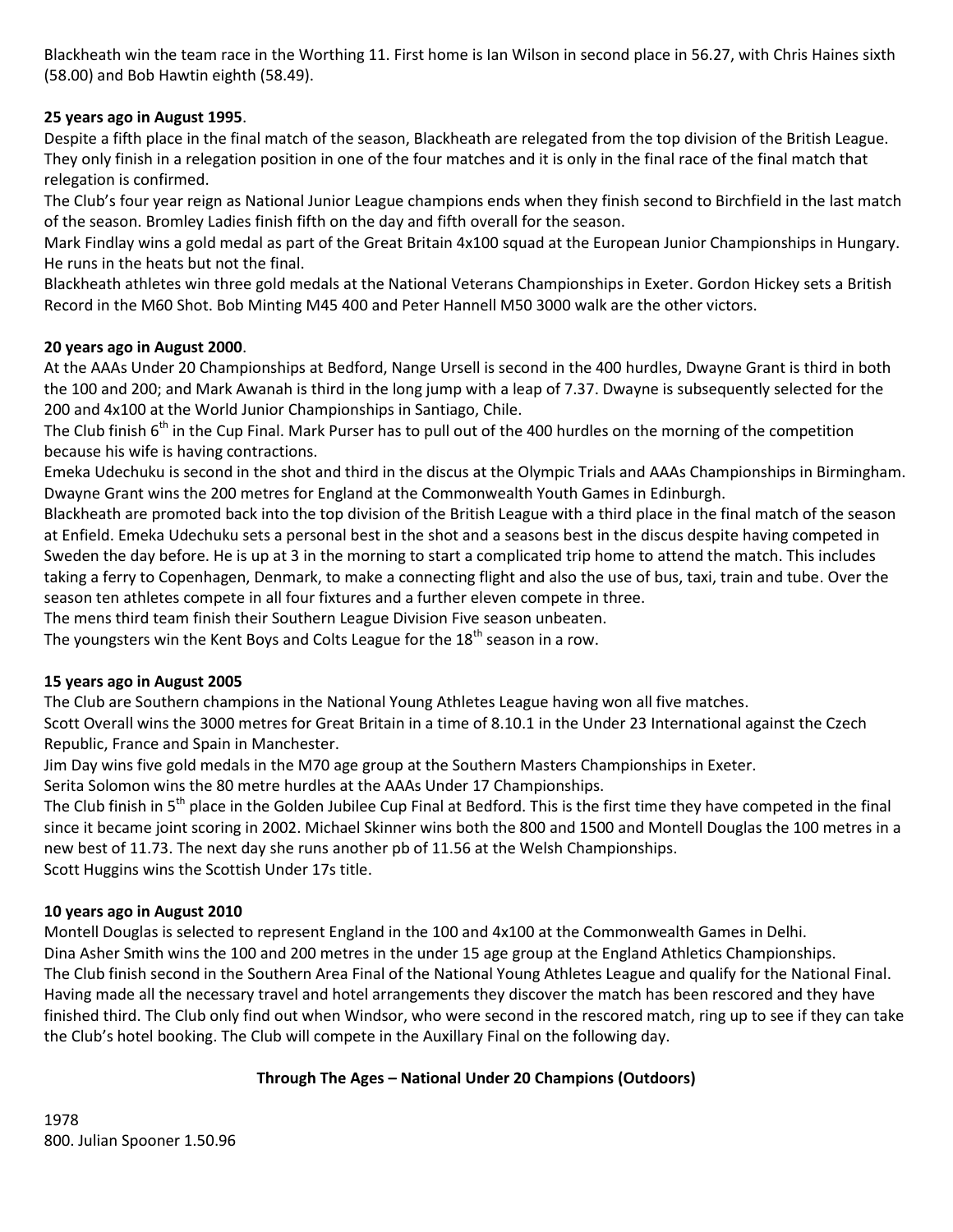Blackheath win the team race in the Worthing 11. First home is Ian Wilson in second place in 56.27, with Chris Haines sixth (58.00) and Bob Hawtin eighth (58.49).

**25 years ago in August 1995**.

Despite a fifth place in the final match of the season, Blackheath are relegated from the top division of the British League. They only finish in a relegation position in one of the four matches and it is only in the final race of the final match that relegation is confirmed.

The Club's four year reign as National Junior League champions ends when they finish second to Birchfield in the last match of the season. Bromley Ladies finish fifth on the day and fifth overall for the season.

Mark Findlay wins a gold medal as part of the Great Britain 4x100 squad at the European Junior Championships in Hungary. He runs in the heats but not the final.

Blackheath athletes win three gold medals at the National Veterans Championships in Exeter. Gordon Hickey sets a British Record in the M60 Shot. Bob Minting M45 400 and Peter Hannell M50 3000 walk are the other victors.

**20 years ago in August 2000**.

At the AAAs Under 20 Championships at Bedford, Nange Ursell is second in the 400 hurdles, Dwayne Grant is third in both the 100 and 200; and Mark Awanah is third in the long jump with a leap of 7.37. Dwayne is subsequently selected for the 200 and 4x100 at the World Junior Championships in Santiago, Chile.

The Club finish 6th in the Cup Final. Mark Purser has to pull out of the 400 hurdles on the morning of the competition because his wife is having contractions.

Emeka Udechuku is second in the shot and third in the discus at the Olympic Trials and AAAs Championships in Birmingham. Dwayne Grant wins the 200 metres for England at the Commonwealth Youth Games in Edinburgh.

Blackheath are promoted back into the top division of the British League with a third place in the final match of the season at Enfield. Emeka Udechuku sets a personal best in the shot and a seasons best in the discus despite having competed in Sweden the day before. He is up at 3 in the morning to start a complicated trip home to attend the match. This includes taking a ferry to Copenhagen, Denmark, to make a connecting flight and also the use of bus, taxi, train and tube. Over the season ten athletes compete in all four fixtures and a further eleven compete in three.

The mens third team finish their Southern League Division Five season unbeaten.

The youngsters win the Kent Boys and Colts League for the 18th season in a row.

**15 years ago in August 2005**

The Club are Southern champions in the National Young Athletes League having won all five matches.

Scott Overall wins the 3000 metres for Great Britain in a time of 8.10.1 in the Under 23 International against the Czech Republic, France and Spain in Manchester.

Jim Day wins five gold medals in the M70 age group at the Southern Masters Championships in Exeter.

Serita Solomon wins the 80 metre hurdles at the AAAs Under 17 Championships.

The Club finish in 5th place in the Golden Jubilee Cup Final at Bedford. This is the first time they have competed in the final since it became joint scoring in 2002. Michael Skinner wins both the 800 and 1500 and Montell Douglas the 100 metres in a new best of 11.73. The next day she runs another pb of 11.56 at the Welsh Championships.

Scott Huggins wins the Scottish Under 17s title.

**10 years ago in August 2010**

Montell Douglas is selected to represent England in the 100 and 4x100 at the Commonwealth Games in Delhi.

Dina Asher Smith wins the 100 and 200 metres in the under 15 age group at the England Athletics Championships.

The Club finish second in the Southern Area Final of the National Young Athletes League and qualify for the National Final. Having made all the necessary travel and hotel arrangements they discover the match has been rescored and they have finished third. The Club only find out when Windsor, who were second in the rescored match, ring up to see if they can take the Club's hotel booking. The Club will compete in the Auxillary Final on the following day.

**Through The Ages – National Under 20 Champions (Outdoors)**

1978
800. Julian Spooner 1.50.96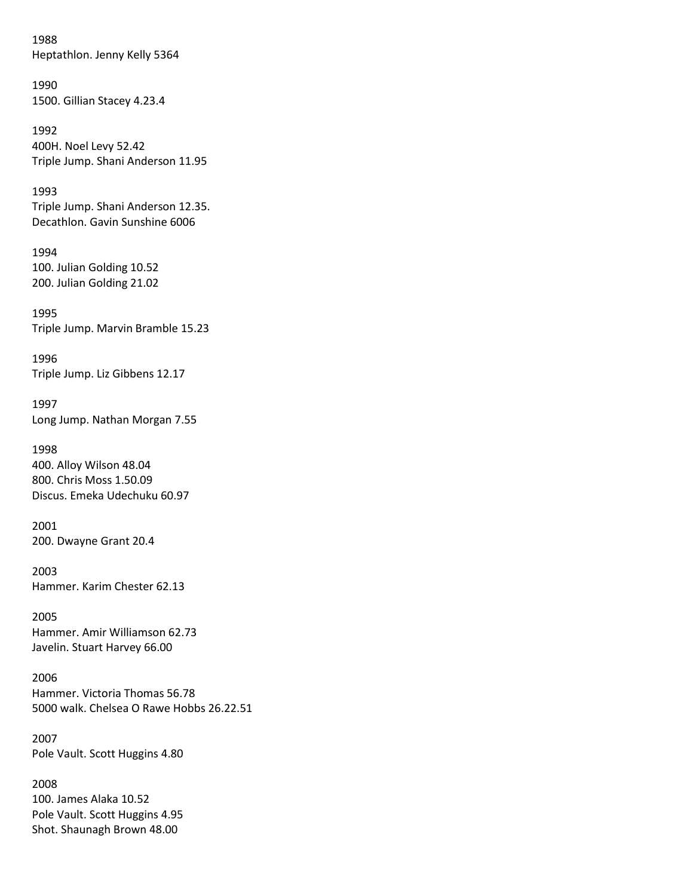1988
Heptathlon. Jenny Kelly 5364

1990
1500. Gillian Stacey 4.23.4

1992
400H. Noel Levy 52.42
Triple Jump. Shani Anderson 11.95

1993
Triple Jump. Shani Anderson 12.35.
Decathlon. Gavin Sunshine 6006

1994
100. Julian Golding 10.52
200. Julian Golding 21.02

1995
Triple Jump. Marvin Bramble 15.23

1996
Triple Jump. Liz Gibbens 12.17

1997
Long Jump. Nathan Morgan 7.55

1998
400. Alloy Wilson 48.04
800. Chris Moss 1.50.09
Discus. Emeka Udechuku 60.97

2001
200. Dwayne Grant 20.4

2003
Hammer. Karim Chester 62.13

2005
Hammer. Amir Williamson 62.73
Javelin. Stuart Harvey 66.00

2006
Hammer. Victoria Thomas 56.78
5000 walk. Chelsea O Rawe Hobbs 26.22.51

2007
Pole Vault. Scott Huggins 4.80

2008
100. James Alaka 10.52
Pole Vault. Scott Huggins 4.95
Shot. Shaunagh Brown 48.00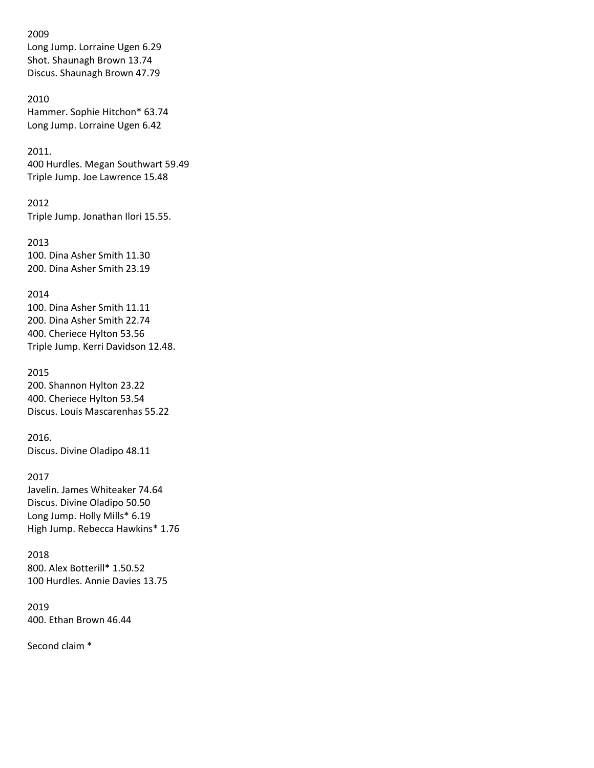2009
Long Jump. Lorraine Ugen 6.29
Shot. Shaunagh Brown 13.74
Discus. Shaunagh Brown 47.79

2010
Hammer. Sophie Hitchon* 63.74
Long Jump. Lorraine Ugen 6.42

2011.
400 Hurdles. Megan Southwart 59.49
Triple Jump. Joe Lawrence 15.48

2012
Triple Jump. Jonathan Ilori 15.55.

2013
100. Dina Asher Smith 11.30
200. Dina Asher Smith 23.19

2014
100. Dina Asher Smith 11.11
200. Dina Asher Smith 22.74
400. Cheriece Hylton 53.56
Triple Jump. Kerri Davidson 12.48.

2015
200. Shannon Hylton 23.22
400. Cheriece Hylton 53.54
Discus. Louis Mascarenhas 55.22

2016.
Discus. Divine Oladipo 48.11

2017
Javelin. James Whiteaker 74.64
Discus. Divine Oladipo 50.50
Long Jump. Holly Mills* 6.19
High Jump. Rebecca Hawkins* 1.76

2018
800. Alex Botterill* 1.50.52
100 Hurdles. Annie Davies 13.75

2019
400. Ethan Brown 46.44

Second claim *